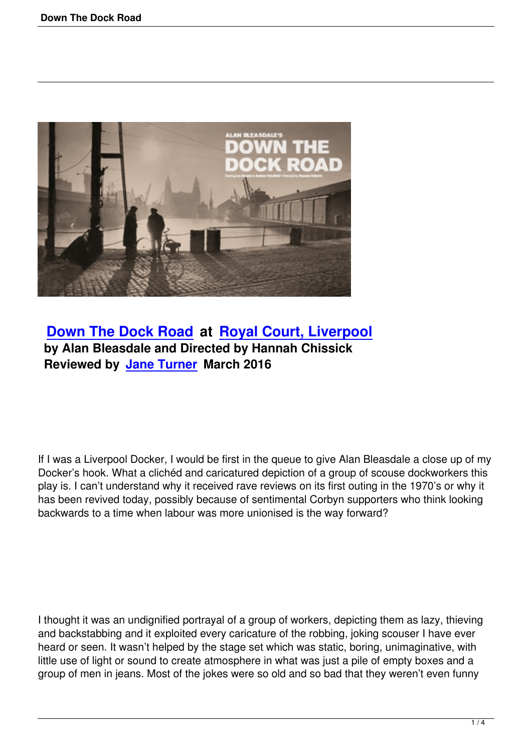## [Down The Dock Road](#) at [Royal Court, Liverpool](#)

**by Alan Bleasdale and Directed by Hannah Chissick**

**Reviewed by [Jane Turner](#) March 2016**

If I was a Liverpool Docker, I would be first in the queue to give Alan Bleasdale a close up of my Docker's hook. What a clichéd and caricatured depiction of a group of scouse dockworkers this play is. I can't understand why it received rave reviews on its first outing in the 1970's or why it has been revived today, possibly because of sentimental Corbyn supporters who think looking backwards to a time when labour was more unionised is the way forward?

I thought it was an undignified portrayal of a group of workers, depicting them as lazy, thieving and backstabbing and it exploited every caricature of the robbing, joking scouser I have ever heard or seen. It wasn't helped by the stage set which was static, boring, unimaginative, with little use of light or sound to create atmosphere in what was just a pile of empty boxes and a group of men in jeans. Most of the jokes were so old and so bad that they weren't even funny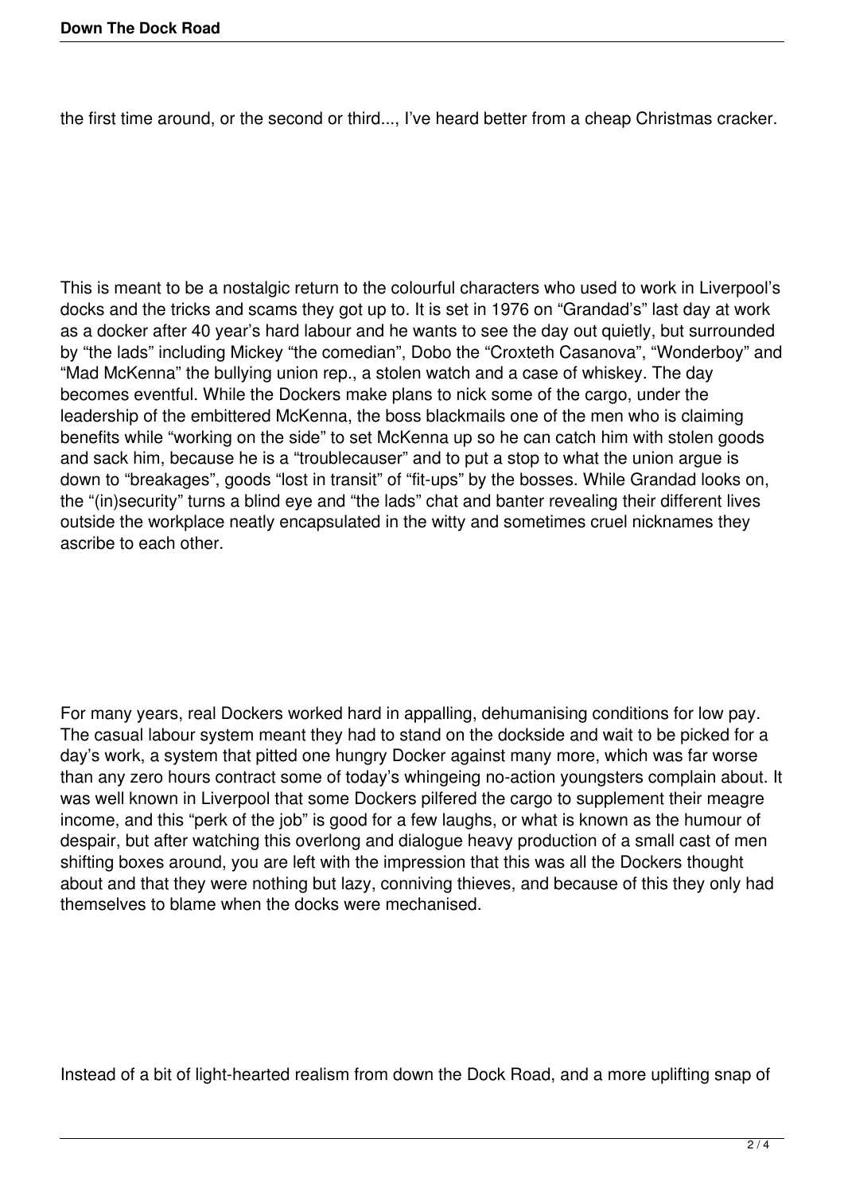the first time around, or the second or third..., I've heard better from a cheap Christmas cracker.

This is meant to be a nostalgic return to the colourful characters who used to work in Liverpool's docks and the tricks and scams they got up to. It is set in 1976 on "Grandad's" last day at work as a docker after 40 year's hard labour and he wants to see the day out quietly, but surrounded by "the lads" including Mickey "the comedian", Dobo the "Croxteth Casanova", "Wonderboy" and "Mad McKenna" the bullying union rep., a stolen watch and a case of whiskey. The day becomes eventful. While the Dockers make plans to nick some of the cargo, under the leadership of the embittered McKenna, the boss blackmails one of the men who is claiming benefits while "working on the side" to set McKenna up so he can catch him with stolen goods and sack him, because he is a "troublecauser" and to put a stop to what the union argue is down to "breakages", goods "lost in transit" of "fit-ups" by the bosses. While Grandad looks on, the "(in)security" turns a blind eye and "the lads" chat and banter revealing their different lives outside the workplace neatly encapsulated in the witty and sometimes cruel nicknames they ascribe to each other.

For many years, real Dockers worked hard in appalling, dehumanising conditions for low pay. The casual labour system meant they had to stand on the dockside and wait to be picked for a day's work, a system that pitted one hungry Docker against many more, which was far worse than any zero hours contract some of today's whingeing no-action youngsters complain about. It was well known in Liverpool that some Dockers pilfered the cargo to supplement their meagre income, and this "perk of the job" is good for a few laughs, or what is known as the humour of despair, but after watching this overlong and dialogue heavy production of a small cast of men shifting boxes around, you are left with the impression that this was all the Dockers thought about and that they were nothing but lazy, conniving thieves, and because of this they only had themselves to blame when the docks were mechanised.

Instead of a bit of light-hearted realism from down the Dock Road, and a more uplifting snap of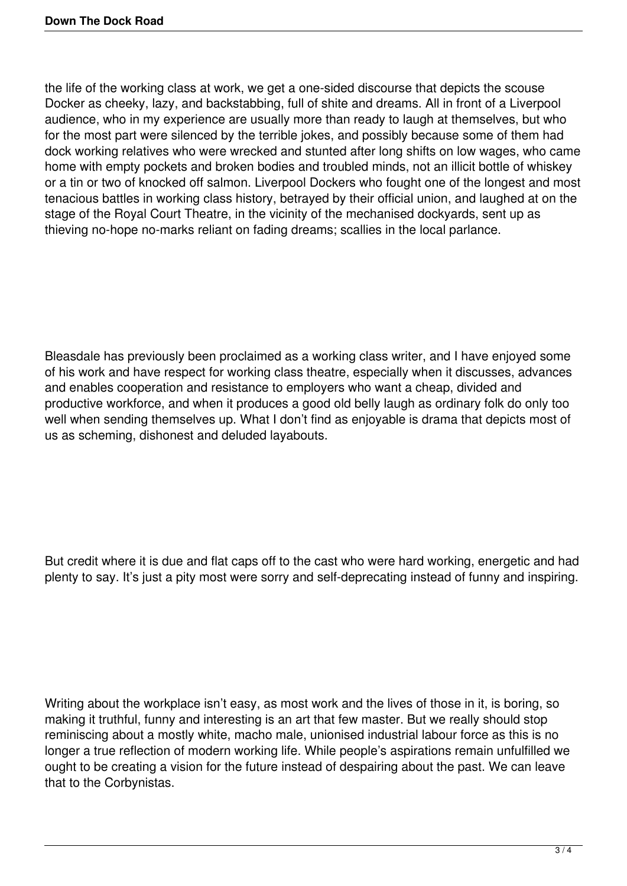the life of the working class at work, we get a one-sided discourse that depicts the scouse Docker as cheeky, lazy, and backstabbing, full of shite and dreams. All in front of a Liverpool audience, who in my experience are usually more than ready to laugh at themselves, but who for the most part were silenced by the terrible jokes, and possibly because some of them had dock working relatives who were wrecked and stunted after long shifts on low wages, who came home with empty pockets and broken bodies and troubled minds, not an illicit bottle of whiskey or a tin or two of knocked off salmon. Liverpool Dockers who fought one of the longest and most tenacious battles in working class history, betrayed by their official union, and laughed at on the stage of the Royal Court Theatre, in the vicinity of the mechanised dockyards, sent up as thieving no-hope no-marks reliant on fading dreams; scallies in the local parlance.

Bleasdale has previously been proclaimed as a working class writer, and I have enjoyed some of his work and have respect for working class theatre, especially when it discusses, advances and enables cooperation and resistance to employers who want a cheap, divided and productive workforce, and when it produces a good old belly laugh as ordinary folk do only too well when sending themselves up. What I don't find as enjoyable is drama that depicts most of us as scheming, dishonest and deluded layabouts.

But credit where it is due and flat caps off to the cast who were hard working, energetic and had plenty to say. It's just a pity most were sorry and self-deprecating instead of funny and inspiring.

Writing about the workplace isn't easy, as most work and the lives of those in it, is boring, so making it truthful, funny and interesting is an art that few master. But we really should stop reminiscing about a mostly white, macho male, unionised industrial labour force as this is no longer a true reflection of modern working life. While people's aspirations remain unfulfilled we ought to be creating a vision for the future instead of despairing about the past. We can leave that to the Corbynistas.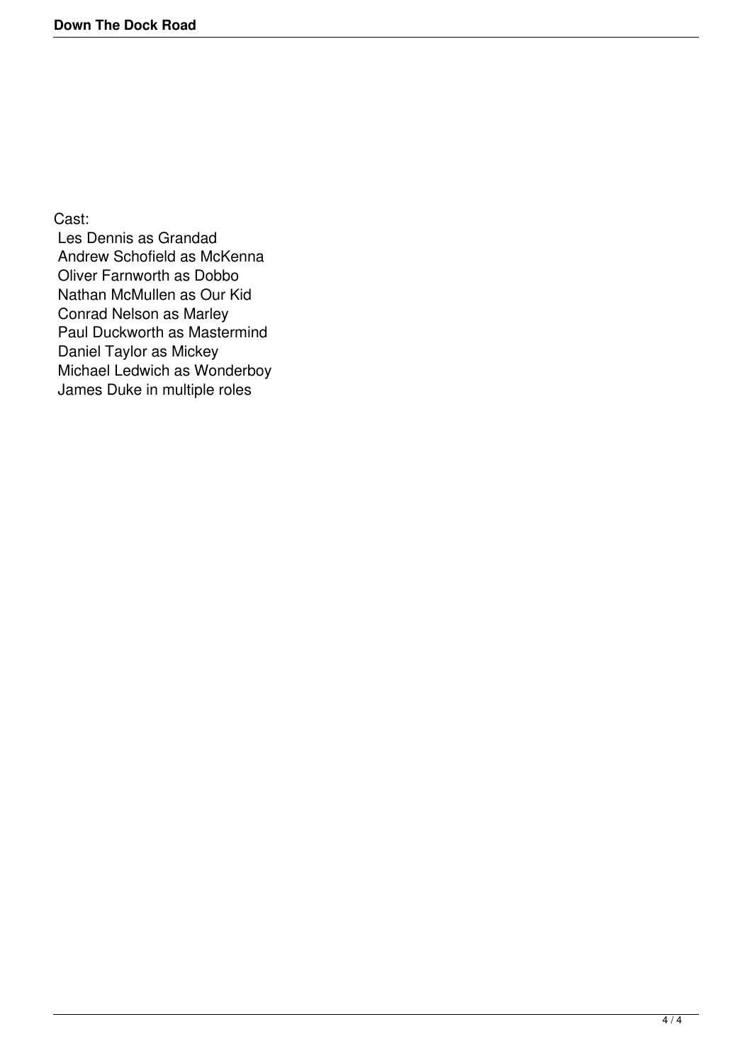Cast:

- Les Dennis as Grandad
- Andrew Schofield as McKenna
- Oliver Farnworth as Dobbo
- Nathan McMullen as Our Kid
- Conrad Nelson as Marley
- Paul Duckworth as Mastermind
- Daniel Taylor as Mickey
- Michael Ledwich as Wonderboy
- James Duke in multiple roles